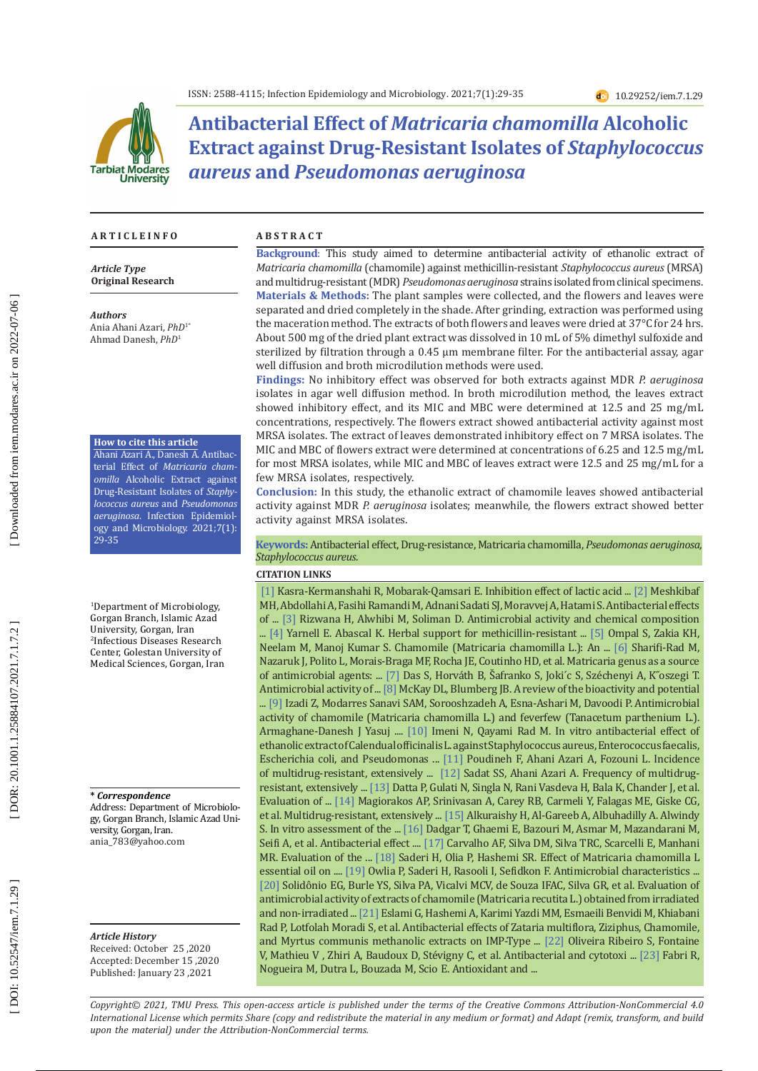# Antibacterial Effect of *Matricaria chamomilla* Alcoholic Extract against Drug-Resistant Isolates of *Staphylococcus aureus* and *Pseudomonas aeruginosa*

## ARTICLE INFO

*Article Type*
**Original Research**

*Authors*
Ania Ahani Azari, *PhD*[1*]
Ahmad Danesh, *PhD*[1]

**How to cite this article**
Ahani Azari A., Danesh A. Antibacterial Effect of *Matricaria chamomilla* Alcoholic Extract against Drug-Resistant Isolates of *Staphylococcus aureus* and *Pseudomonas aeruginosa*. Infection Epidemiology and Microbiology. 2021;7(1): 29-35

[1]Department of Microbiology, Gorgan Branch, Islamic Azad University, Gorgan, Iran
[2]Infectious Diseases Research Center, Golestan University of Medical Sciences, Gorgan, Iran

**\* *Correspondence***
Address: Department of Microbiology, Gorgan Branch, Islamic Azad University, Gorgan, Iran.
ania_783@yahoo.com

*Article History*
Received: October 25 ,2020
Accepted: December 15 ,2020
Published: January 23 ,2021

## ABSTRACT

**Background**: This study aimed to determine antibacterial activity of ethanolic extract of *Matricaria chamomilla* (chamomile) against methicillin-resistant *Staphylococcus aureus* (MRSA) and multidrug-resistant (MDR) *Pseudomonas aeruginosa* strains isolated from clinical specimens.

**Materials & Methods:** The plant samples were collected, and the flowers and leaves were separated and dried completely in the shade. After grinding, extraction was performed using the maceration method. The extracts of both flowers and leaves were dried at 37°C for 24 hrs. About 500 mg of the dried plant extract was dissolved in 10 mL of 5% dimethyl sulfoxide and sterilized by filtration through a 0.45 µm membrane filter. For the antibacterial assay, agar well diffusion and broth microdilution methods were used.

**Findings:** No inhibitory effect was observed for both extracts against MDR *P. aeruginosa* isolates in agar well diffusion method. In broth microdilution method, the leaves extract showed inhibitory effect, and its MIC and MBC were determined at 12.5 and 25 mg/mL concentrations, respectively. The flowers extract showed antibacterial activity against most MRSA isolates. The extract of leaves demonstrated inhibitory effect on 7 MRSA isolates. The MIC and MBC of flowers extract were determined at concentrations of 6.25 and 12.5 mg/mL for most MRSA isolates, while MIC and MBC of leaves extract were 12.5 and 25 mg/mL for a few MRSA isolates, respectively.

**Conclusion:** In this study, the ethanolic extract of chamomile leaves showed antibacterial activity against MDR *P. aeruginosa* isolates; meanwhile, the flowers extract showed better activity against MRSA isolates.

**Keywords:** Antibacterial effect, Drug-resistance, Matricaria chamomilla, *Pseudomonas aeruginosa*, *Staphylococcus aureus*.

**CITATION LINKS**

[1] Kasra-Kermanshahi R, Mobarak-Qamsari E. Inhibition effect of lactic acid ... [2] Meshkibaf MH, Abdollahi A, Fasihi Ramandi M, Adnani Sadati SJ, Moravvej A, Hatami S. Antibacterial effects of ... [3] Rizwana H, Alwhibi M, Soliman D. Antimicrobial activity and chemical composition ... [4] Yarnell E. Abascal K. Herbal support for methicillin-resistant ... [5] Ompal S, Zakia KH, Neelam M, Manoj Kumar S. Chamomile (Matricaria chamomilla L.): An ... [6] Sharifi-Rad M, Nazaruk J, Polito L, Morais-Braga MF, Rocha JE, Coutinho HD, et al. Matricaria genus as a source of antimicrobial agents: ... [7] Das S, Horváth B, Šafranko S, Jokić S, Széchenyi A, K˝oszegi T. Antimicrobial activity of ... [8] McKay DL, Blumberg JB. A review of the bioactivity and potential ... [9] Izadi Z, Modarres Sanavi SAM, Sorooshzadeh A, Esna-Ashari M, Davoodi P. Antimicrobial activity of chamomile (Matricaria chamomilla L.) and feverfew (Tanacetum parthenium L.). Armaghane-Danesh J Yasuj .... [10] Imeni N, Qayami Rad M. In vitro antibacterial effect of ethanolic extract of Calendula officinalis L. against Staphylococcus aureus, Enterococcus faecalis, Escherichia coli, and Pseudomonas ... [11] Poudineh F, Ahani Azari A, Fozouni L. Incidence of multidrug-resistant, extensively ... [12] Sadat SS, Ahani Azari A. Frequency of multidrug-resistant, extensively ... [13] Datta P, Gulati N, Singla N, Rani Vasdeva H, Bala K, Chander J, et al. Evaluation of ... [14] Magiorakos AP, Srinivasan A, Carey RB, Carmeli Y, Falagas ME, Giske CG, et al. Multidrug-resistant, extensively ... [15] Alkuraishy H, Al-Gareeb A, Albuhadilly A. Alwindy S. In vitro assessment of the ... [16] Dadgar T, Ghaemi E, Bazouri M, Asmar M, Mazandarani M, Seifi A, et al. Antibacterial effect .... [17] Carvalho AF, Silva DM, Silva TRC, Scarcelli E, Manhani MR. Evaluation of the ... [18] Saderi H, Olia P, Hashemi SR. Effect of Matricaria chamomilla L essential oil on .... [19] Owlia P, Saderi H, Rasooli I, Sefidkon F. Antimicrobial characteristics ... [20] Solidônio EG, Burle YS, Silva PA, Vicalvi MCV, de Souza IFAC, Silva GR, et al. Evaluation of antimicrobial activity of extracts of chamomile (Matricaria recutita L.) obtained from irradiated and non-irradiated ... [21] Eslami G, Hashemi A, Karimi Yazdi MM, Esmaeili Benvidi M, Khiabani Rad P, Lotfalah Moradi S, et al. Antibacterial effects of Zataria multiflora, Ziziphus, Chamomile, and Myrtus communis methanolic extracts on IMP-Type ... [22] Oliveira Ribeiro S, Fontaine V, Mathieu V , Zhiri A, Baudoux D, Stévigny C, et al. Antibacterial and cytotoxi ... [23] Fabri R, Nogueira M, Dutra L, Bouzada M, Scio E. Antioxidant and ...

*Copyright© 2021, TMU Press. This open-access article is published under the terms of the Creative Commons Attribution-NonCommercial 4.0 International License which permits Share (copy and redistribute the material in any medium or format) and Adapt (remix, transform, and build upon the material) under the Attribution-NonCommercial terms.*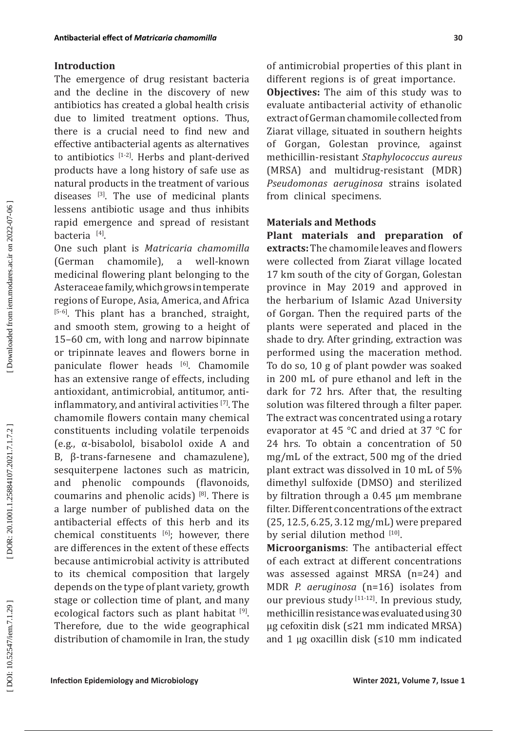## Introduction

The emergence of drug resistant bacteria and the decline in the discovery of new antibiotics has created a global health crisis due to limited treatment options. Thus, there is a crucial need to find new and effective antibacterial agents as alternatives to antibiotics [1-2]. Herbs and plant-derived products have a long history of safe use as natural products in the treatment of various diseases [3]. The use of medicinal plants lessens antibiotic usage and thus inhibits rapid emergence and spread of resistant bacteria [4].

One such plant is *Matricaria chamomilla* (German chamomile), a well-known medicinal flowering plant belonging to the Asteraceae family, which grows in temperate regions of Europe, Asia, America, and Africa [5-6]. This plant has a branched, straight, and smooth stem, growing to a height of 15–60 cm, with long and narrow bipinnate or tripinnate leaves and flowers borne in paniculate flower heads [6]. Chamomile has an extensive range of effects, including antioxidant, antimicrobial, antitumor, anti-inflammatory, and antiviral activities [7]. The chamomile flowers contain many chemical constituents including volatile terpenoids (e.g., α-bisabolol, bisabolol oxide A and B, β-trans-farnesene and chamazulene), sesquiterpene lactones such as matricin, and phenolic compounds (flavonoids, coumarins and phenolic acids) [8]. There is a large number of published data on the antibacterial effects of this herb and its chemical constituents [6]; however, there are differences in the extent of these effects because antimicrobial activity is attributed to its chemical composition that largely depends on the type of plant variety, growth stage or collection time of plant, and many ecological factors such as plant habitat [9]. Therefore, due to the wide geographical distribution of chamomile in Iran, the study of antimicrobial properties of this plant in different regions is of great importance.

**Objectives:** The aim of this study was to evaluate antibacterial activity of ethanolic extract of German chamomile collected from Ziarat village, situated in southern heights of Gorgan, Golestan province, against methicillin-resistant *Staphylococcus aureus* (MRSA) and multidrug-resistant (MDR) *Pseudomonas aeruginosa* strains isolated from clinical specimens.

## Materials and Methods

**Plant materials and preparation of extracts:** The chamomile leaves and flowers were collected from Ziarat village located 17 km south of the city of Gorgan, Golestan province in May 2019 and approved in the herbarium of Islamic Azad University of Gorgan. Then the required parts of the plants were seperated and placed in the shade to dry. After grinding, extraction was performed using the maceration method. To do so, 10 g of plant powder was soaked in 200 mL of pure ethanol and left in the dark for 72 hrs. After that, the resulting solution was filtered through a filter paper. The extract was concentrated using a rotary evaporator at 45 °C and dried at 37 °C for 24 hrs. To obtain a concentration of 50 mg/mL of the extract, 500 mg of the dried plant extract was dissolved in 10 mL of 5% dimethyl sulfoxide (DMSO) and sterilized by filtration through a 0.45 µm membrane filter. Different concentrations of the extract (25, 12.5, 6.25, 3.12 mg/mL) were prepared by serial dilution method [10].

**Microorganisms**: The antibacterial effect of each extract at different concentrations was assessed against MRSA (n=24) and MDR *P. aeruginosa* (n=16) isolates from our previous study [11-12]. In previous study, methicillin resistance was evaluated using 30 µg cefoxitin disk (≤21 mm indicated MRSA) and 1 µg oxacillin disk (≤10 mm indicated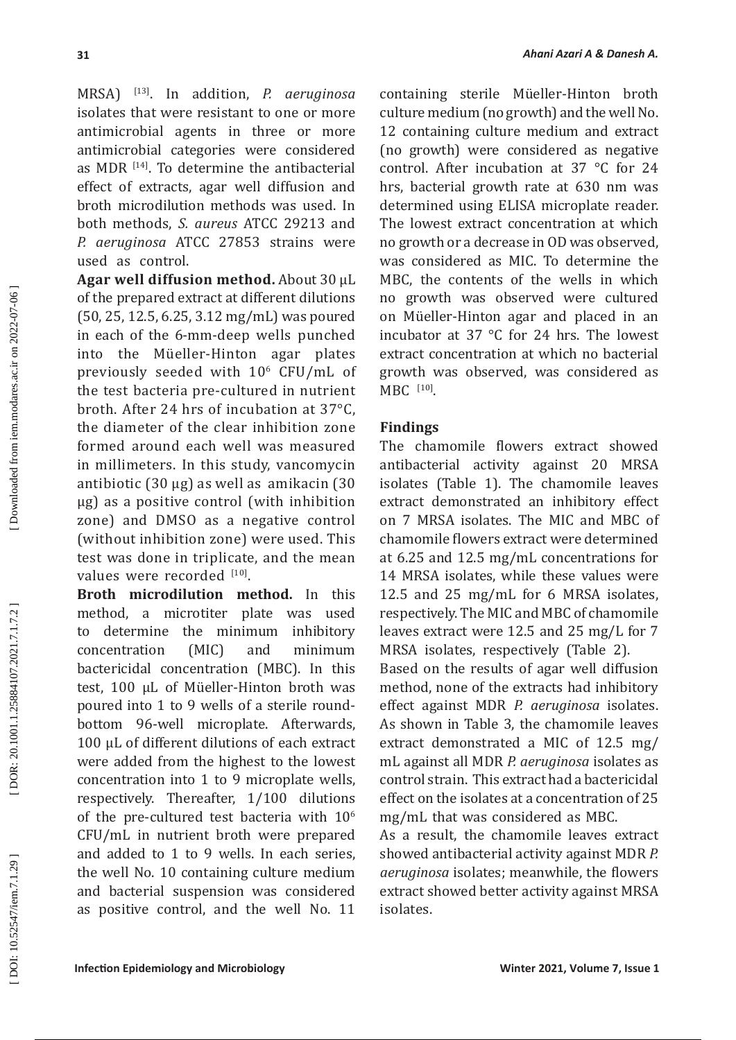MRSA) [13]. In addition, *P. aeruginosa* isolates that were resistant to one or more antimicrobial agents in three or more antimicrobial categories were considered as MDR [14]. To determine the antibacterial effect of extracts, agar well diffusion and broth microdilution methods was used. In both methods, *S. aureus* ATCC 29213 and *P. aeruginosa* ATCC 27853 strains were used as control.

**Agar well diffusion method.** About 30 μL of the prepared extract at different dilutions (50, 25, 12.5, 6.25, 3.12 mg/mL) was poured in each of the 6-mm-deep wells punched into the Müeller-Hinton agar plates previously seeded with $10^6$ CFU/mL of the test bacteria pre-cultured in nutrient broth. After 24 hrs of incubation at 37°C, the diameter of the clear inhibition zone formed around each well was measured in millimeters. In this study, vancomycin antibiotic (30 μg) as well as amikacin (30 μg) as a positive control (with inhibition zone) and DMSO as a negative control (without inhibition zone) were used. This test was done in triplicate, and the mean values were recorded [10].

**Broth microdilution method.** In this method, a microtiter plate was used to determine the minimum inhibitory concentration (MIC) and minimum bactericidal concentration (MBC). In this test, 100 μL of Müeller-Hinton broth was poured into 1 to 9 wells of a sterile round-bottom 96-well microplate. Afterwards, 100 μL of different dilutions of each extract were added from the highest to the lowest concentration into 1 to 9 microplate wells, respectively. Thereafter, 1/100 dilutions of the pre-cultured test bacteria with $10^6$ CFU/mL in nutrient broth were prepared and added to 1 to 9 wells. In each series, the well No. 10 containing culture medium and bacterial suspension was considered as positive control, and the well No. 11 containing sterile Müeller-Hinton broth culture medium (no growth) and the well No. 12 containing culture medium and extract (no growth) were considered as negative control. After incubation at 37 °C for 24 hrs, bacterial growth rate at 630 nm was determined using ELISA microplate reader. The lowest extract concentration at which no growth or a decrease in OD was observed, was considered as MIC. To determine the MBC, the contents of the wells in which no growth was observed were cultured on Müeller-Hinton agar and placed in an incubator at 37 °C for 24 hrs. The lowest extract concentration at which no bacterial growth was observed, was considered as MBC [10].

## Findings

The chamomile flowers extract showed antibacterial activity against 20 MRSA isolates (Table 1). The chamomile leaves extract demonstrated an inhibitory effect on 7 MRSA isolates. The MIC and MBC of chamomile flowers extract were determined at 6.25 and 12.5 mg/mL concentrations for 14 MRSA isolates, while these values were 12.5 and 25 mg/mL for 6 MRSA isolates, respectively. The MIC and MBC of chamomile leaves extract were 12.5 and 25 mg/L for 7 MRSA isolates, respectively (Table 2).

Based on the results of agar well diffusion method, none of the extracts had inhibitory effect against MDR *P. aeruginosa* isolates. As shown in Table 3, the chamomile leaves extract demonstrated a MIC of 12.5 mg/mL against all MDR *P. aeruginosa* isolates as control strain. This extract had a bactericidal effect on the isolates at a concentration of 25 mg/mL that was considered as MBC.

As a result, the chamomile leaves extract showed antibacterial activity against MDR *P. aeruginosa* isolates; meanwhile, the flowers extract showed better activity against MRSA isolates.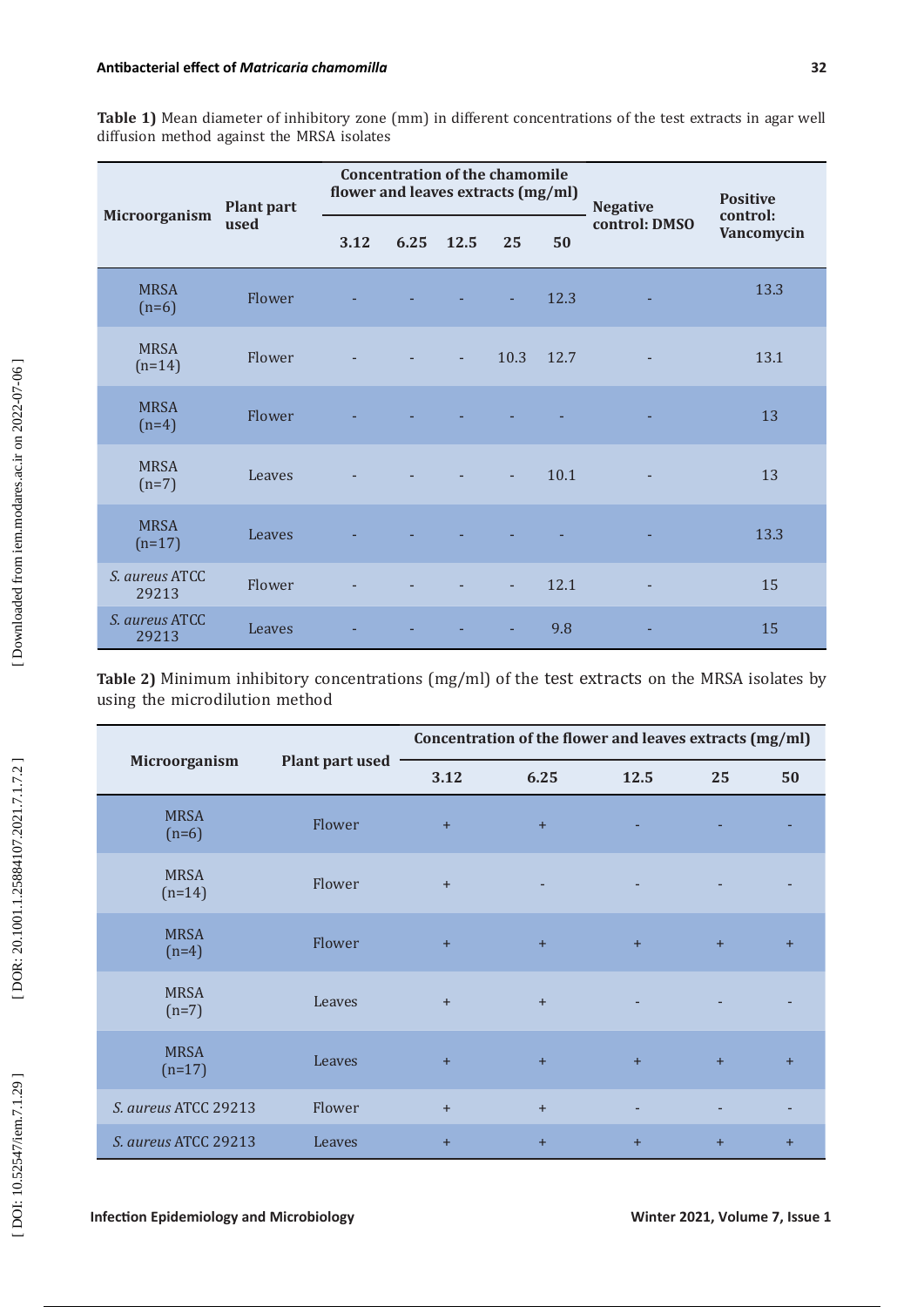**Table 1)** Mean diameter of inhibitory zone (mm) in different concentrations of the test extracts in agar well diffusion method against the MRSA isolates

| Microorganism | Plant part used | Concentration of the chamomile flower and leaves extracts (mg/ml) | | | | | Negative control: DMSO | Positive control: Vancomycin |
|---|---|---|---|---|---|---|---|---|
| | | 3.12 | 6.25 | 12.5 | 25 | 50 | | |
| MRSA (n=6) | Flower | - | - | - | - | 12.3 | - | 13.3 |
| MRSA (n=14) | Flower | - | - | - | 10.3 | 12.7 | - | 13.1 |
| MRSA (n=4) | Flower | - | - | - | - | - | - | 13 |
| MRSA (n=7) | Leaves | - | - | - | - | 10.1 | - | 13 |
| MRSA (n=17) | Leaves | - | - | - | - | - | - | 13.3 |
| *S. aureus* ATCC 29213 | Flower | - | - | - | - | 12.1 | - | 15 |
| *S. aureus* ATCC 29213 | Leaves | - | - | - | - | 9.8 | - | 15 |

**Table 2)** Minimum inhibitory concentrations (mg/ml) of the test extracts on the MRSA isolates by using the microdilution method

| Microorganism | Plant part used | Concentration of the flower and leaves extracts (mg/ml) | | | | |
|---|---|---|---|---|---|---|
| | | 3.12 | 6.25 | 12.5 | 25 | 50 |
| MRSA (n=6) | Flower | + | + | - | - | - |
| MRSA (n=14) | Flower | + | - | - | - | - |
| MRSA (n=4) | Flower | + | + | + | + | + |
| MRSA (n=7) | Leaves | + | + | - | - | - |
| MRSA (n=17) | Leaves | + | + | + | + | + |
| *S. aureus* ATCC 29213 | Flower | + | + | - | - | - |
| *S. aureus* ATCC 29213 | Leaves | + | + | + | + | + |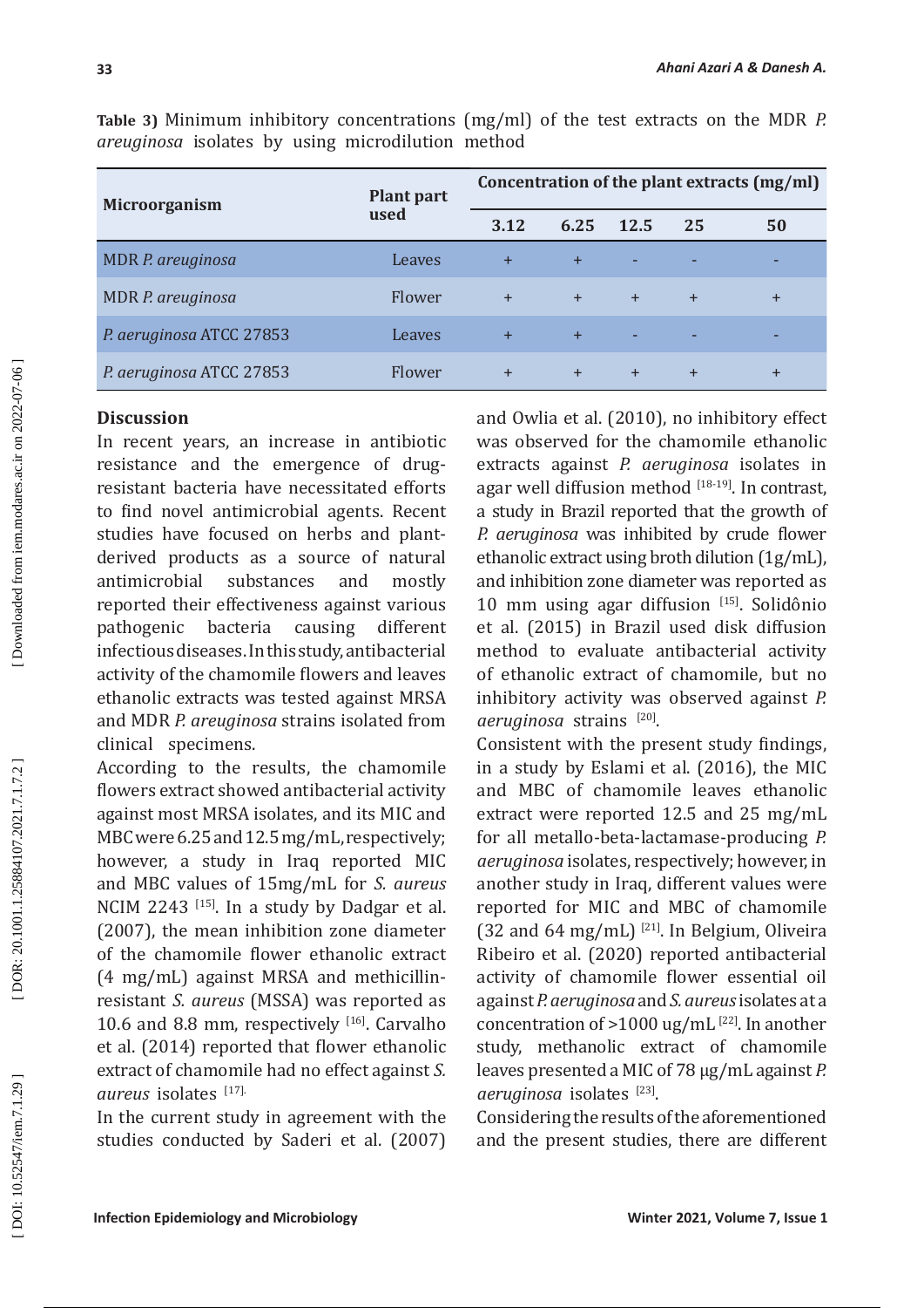**Table 3)** Minimum inhibitory concentrations (mg/ml) of the test extracts on the MDR *P. areuginosa* isolates by using microdilution method

| Microorganism | Plant part used | Concentration of the plant extracts (mg/ml) | | | | |
|---|---|---|---|---|---|---|
| | | 3.12 | 6.25 | 12.5 | 25 | 50 |
| MDR *P. areuginosa* | Leaves | + | + | - | - | - |
| MDR *P. areuginosa* | Flower | + | + | + | + | + |
| *P. aeruginosa* ATCC 27853 | Leaves | + | + | - | - | - |
| *P. aeruginosa* ATCC 27853 | Flower | + | + | + | + | + |

## Discussion

In recent years, an increase in antibiotic resistance and the emergence of drug-resistant bacteria have necessitated efforts to find novel antimicrobial agents. Recent studies have focused on herbs and plant-derived products as a source of natural antimicrobial substances and mostly reported their effectiveness against various pathogenic bacteria causing different infectious diseases. In this study, antibacterial activity of the chamomile flowers and leaves ethanolic extracts was tested against MRSA and MDR *P. areuginosa* strains isolated from clinical specimens.

According to the results, the chamomile flowers extract showed antibacterial activity against most MRSA isolates, and its MIC and MBC were 6.25 and 12.5 mg/mL, respectively; however, a study in Iraq reported MIC and MBC values of 15mg/mL for *S. aureus* NCIM 2243 [15]. In a study by Dadgar et al. (2007), the mean inhibition zone diameter of the chamomile flower ethanolic extract (4 mg/mL) against MRSA and methicillin-resistant *S. aureus* (MSSA) was reported as 10.6 and 8.8 mm, respectively [16]. Carvalho et al. (2014) reported that flower ethanolic extract of chamomile had no effect against *S. aureus* isolates [17].

In the current study in agreement with the studies conducted by Saderi et al. (2007) and Owlia et al. (2010), no inhibitory effect was observed for the chamomile ethanolic extracts against *P. aeruginosa* isolates in agar well diffusion method [18-19]. In contrast, a study in Brazil reported that the growth of *P. aeruginosa* was inhibited by crude flower ethanolic extract using broth dilution (1g/mL), and inhibition zone diameter was reported as 10 mm using agar diffusion [15]. Solidônio et al. (2015) in Brazil used disk diffusion method to evaluate antibacterial activity of ethanolic extract of chamomile, but no inhibitory activity was observed against *P. aeruginosa* strains [20].

Consistent with the present study findings, in a study by Eslami et al. (2016), the MIC and MBC of chamomile leaves ethanolic extract were reported 12.5 and 25 mg/mL for all metallo-beta-lactamase-producing *P. aeruginosa* isolates, respectively; however, in another study in Iraq, different values were reported for MIC and MBC of chamomile (32 and 64 mg/mL) [21]. In Belgium, Oliveira Ribeiro et al. (2020) reported antibacterial activity of chamomile flower essential oil against *P. aeruginosa* and *S. aureus* isolates at a concentration of >1000 ug/mL [22]. In another study, methanolic extract of chamomile leaves presented a MIC of 78 µg/mL against *P. aeruginosa* isolates [23].

Considering the results of the aforementioned and the present studies, there are different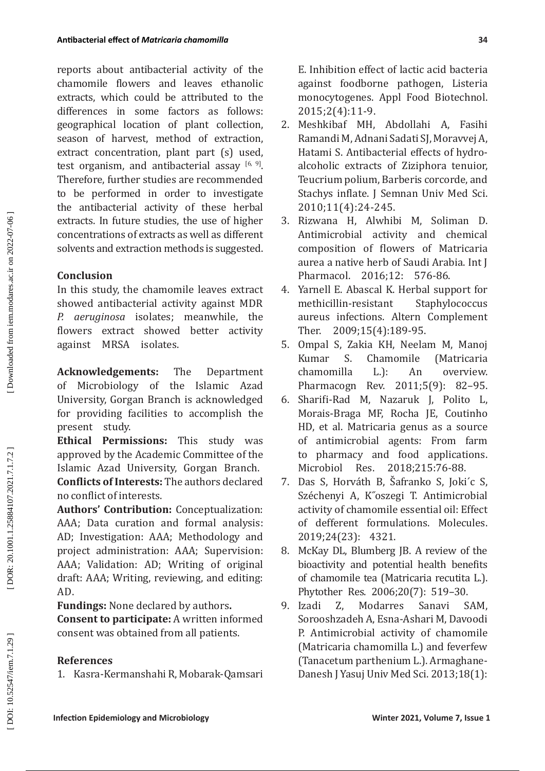reports about antibacterial activity of the chamomile flowers and leaves ethanolic extracts, which could be attributed to the differences in some factors as follows: geographical location of plant collection, season of harvest, method of extraction, extract concentration, plant part (s) used, test organism, and antibacterial assay [6, 9]. Therefore, further studies are recommended to be performed in order to investigate the antibacterial activity of these herbal extracts. In future studies, the use of higher concentrations of extracts as well as different solvents and extraction methods is suggested.

## Conclusion

In this study, the chamomile leaves extract showed antibacterial activity against MDR *P. aeruginosa* isolates; meanwhile, the flowers extract showed better activity against MRSA isolates.

**Acknowledgements:** The Department of Microbiology of the Islamic Azad University, Gorgan Branch is acknowledged for providing facilities to accomplish the present study.

**Ethical Permissions:** This study was approved by the Academic Committee of the Islamic Azad University, Gorgan Branch.

**Conflicts of Interests:** The authors declared no conflict of interests.

**Authors' Contribution:** Conceptualization: AAA; Data curation and formal analysis: AD; Investigation: AAA; Methodology and project administration: AAA; Supervision: AAA; Validation: AD; Writing of original draft: AAA; Writing, reviewing, and editing: AD.

**Fundings:** None declared by authors**.**

**Consent to participate:** A written informed consent was obtained from all patients.

## References

1. Kasra-Kermanshahi R, Mobarak-Qamsari E. Inhibition effect of lactic acid bacteria against foodborne pathogen, Listeria monocytogenes. Appl Food Biotechnol. 2015;2(4):11-9.
2. Meshkibaf MH, Abdollahi A, Fasihi Ramandi M, Adnani Sadati SJ, Moravvej A, Hatami S. Antibacterial effects of hydro-alcoholic extracts of Ziziphora tenuior, Teucrium polium, Barberis corcorde, and Stachys inflate. J Semnan Univ Med Sci. 2010;11(4):24-245.
3. Rizwana H, Alwhibi M, Soliman D. Antimicrobial activity and chemical composition of flowers of Matricaria aurea a native herb of Saudi Arabia. Int J Pharmacol. 2016;12: 576-86.
4. Yarnell E. Abascal K. Herbal support for methicillin-resistant Staphylococcus aureus infections. Altern Complement Ther. 2009;15(4):189-95.
5. Ompal S, Zakia KH, Neelam M, Manoj Kumar S. Chamomile (Matricaria chamomilla L.): An overview. Pharmacogn Rev. 2011;5(9): 82–95.
6. Sharifi-Rad M, Nazaruk J, Polito L, Morais-Braga MF, Rocha JE, Coutinho HD, et al. Matricaria genus as a source of antimicrobial agents: From farm to pharmacy and food applications. Microbiol Res. 2018;215:76-88.
7. Das S, Horváth B, Šafranko S, Joki´c S, Széchenyi A, K˝oszegi T. Antimicrobial activity of chamomile essential oil: Effect of defferent formulations. Molecules. 2019;24(23): 4321.
8. McKay DL, Blumberg JB. A review of the bioactivity and potential health benefits of chamomile tea (Matricaria recutita L.). Phytother Res. 2006;20(7): 519–30.
9. Izadi Z, Modarres Sanavi SAM, Sorooshzadeh A, Esna-Ashari M, Davoodi P. Antimicrobial activity of chamomile (Matricaria chamomilla L.) and feverfew (Tanacetum parthenium L.). Armaghane-Danesh J Yasuj Univ Med Sci. 2013;18(1):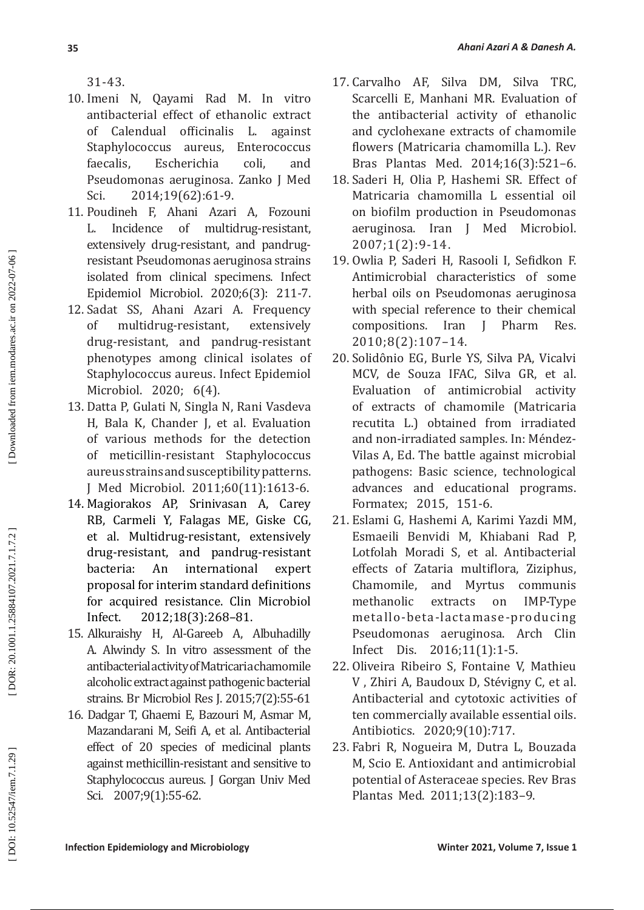31-43.

10. Imeni N, Qayami Rad M. In vitro antibacterial effect of ethanolic extract of Calendual officinalis L. against Staphylococcus aureus, Enterococcus faecalis, Escherichia coli, and Pseudomonas aeruginosa. Zanko J Med Sci. 2014;19(62):61-9.
11. Poudineh F, Ahani Azari A, Fozouni L. Incidence of multidrug-resistant, extensively drug-resistant, and pandrug-resistant Pseudomonas aeruginosa strains isolated from clinical specimens. Infect Epidemiol Microbiol. 2020;6(3): 211-7.
12. Sadat SS, Ahani Azari A. Frequency of multidrug-resistant, extensively drug-resistant, and pandrug-resistant phenotypes among clinical isolates of Staphylococcus aureus. Infect Epidemiol Microbiol. 2020; 6(4).
13. Datta P, Gulati N, Singla N, Rani Vasdeva H, Bala K, Chander J, et al. Evaluation of various methods for the detection of meticillin-resistant Staphylococcus aureus strains and susceptibility patterns. J Med Microbiol. 2011;60(11):1613-6.
14. Magiorakos AP, Srinivasan A, Carey RB, Carmeli Y, Falagas ME, Giske CG, et al. Multidrug-resistant, extensively drug-resistant, and pandrug-resistant bacteria: An international expert proposal for interim standard definitions for acquired resistance. Clin Microbiol Infect. 2012;18(3):268–81.
15. Alkuraishy H, Al-Gareeb A, Albuhadilly A. Alwindy S. In vitro assessment of the antibacterial activity of Matricaria chamomile alcoholic extract against pathogenic bacterial strains. Br Microbiol Res J. 2015;7(2):55-61
16. Dadgar T, Ghaemi E, Bazouri M, Asmar M, Mazandarani M, Seifi A, et al. Antibacterial effect of 20 species of medicinal plants against methicillin-resistant and sensitive to Staphylococcus aureus. J Gorgan Univ Med Sci. 2007;9(1):55-62.
17. Carvalho AF, Silva DM, Silva TRC, Scarcelli E, Manhani MR. Evaluation of the antibacterial activity of ethanolic and cyclohexane extracts of chamomile flowers (Matricaria chamomilla L.). Rev Bras Plantas Med. 2014;16(3):521–6.
18. Saderi H, Olia P, Hashemi SR. Effect of Matricaria chamomilla L essential oil on biofilm production in Pseudomonas aeruginosa. Iran J Med Microbiol. 2007;1(2):9-14.
19. Owlia P, Saderi H, Rasooli I, Sefidkon F. Antimicrobial characteristics of some herbal oils on Pseudomonas aeruginosa with special reference to their chemical compositions. Iran J Pharm Res. 2010;8(2):107–14.
20. Solidônio EG, Burle YS, Silva PA, Vicalvi MCV, de Souza IFAC, Silva GR, et al. Evaluation of antimicrobial activity of extracts of chamomile (Matricaria recutita L.) obtained from irradiated and non-irradiated samples. In: Méndez-Vilas A, Ed. The battle against microbial pathogens: Basic science, technological advances and educational programs. Formatex; 2015, 151-6.
21. Eslami G, Hashemi A, Karimi Yazdi MM, Esmaeili Benvidi M, Khiabani Rad P, Lotfolah Moradi S, et al. Antibacterial effects of Zataria multiflora, Ziziphus, Chamomile, and Myrtus communis methanolic extracts on IMP-Type metallo-beta-lactamase-producing Pseudomonas aeruginosa. Arch Clin Infect Dis. 2016;11(1):1-5.
22. Oliveira Ribeiro S, Fontaine V, Mathieu V , Zhiri A, Baudoux D, Stévigny C, et al. Antibacterial and cytotoxic activities of ten commercially available essential oils. Antibiotics. 2020;9(10):717.
23. Fabri R, Nogueira M, Dutra L, Bouzada M, Scio E. Antioxidant and antimicrobial potential of Asteraceae species. Rev Bras Plantas Med. 2011;13(2):183–9.